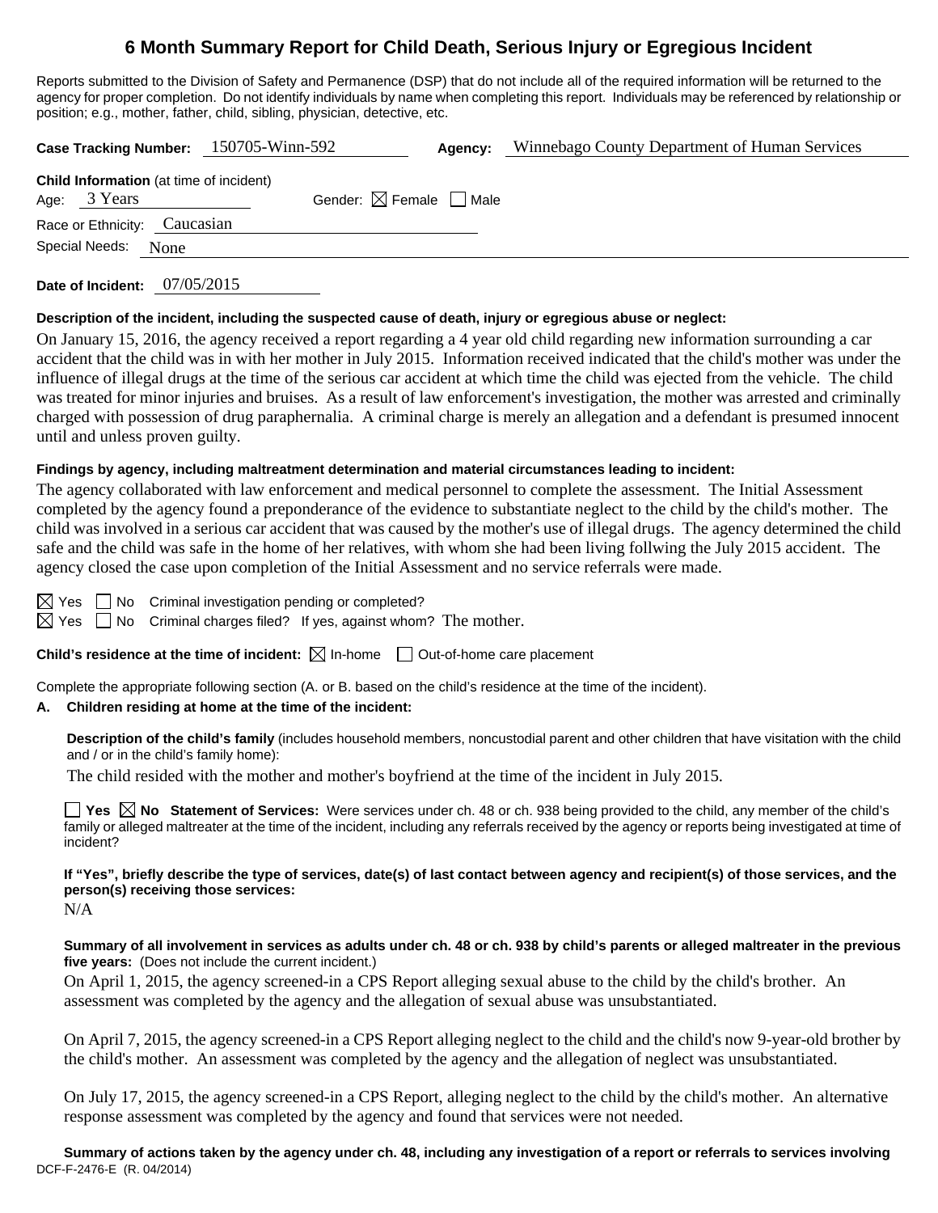# 6 Month Summary Report for Child Death, Serious Injury or Egregious Incident

Reports submitted to the Division of Safety and Permanence (DSP) that do not include all of the required information will be returned to the agency for proper completion. Do not identify individuals by name when completing this report. Individuals may be referenced by relationship or position; e.g., mother, father, child, sibling, physician, detective, etc.

**Case Tracking Number:** 150705-Winn-592 **Agency:** Winnebago County Department of Human Services

**Child Information** (at time of incident)
Age: 3 Years Gender: ☒ Female ☐ Male
Race or Ethnicity: Caucasian
Special Needs: None

**Date of Incident:** 07/05/2015

**Description of the incident, including the suspected cause of death, injury or egregious abuse or neglect:**

On January 15, 2016, the agency received a report regarding a 4 year old child regarding new information surrounding a car accident that the child was in with her mother in July 2015. Information received indicated that the child's mother was under the influence of illegal drugs at the time of the serious car accident at which time the child was ejected from the vehicle. The child was treated for minor injuries and bruises. As a result of law enforcement's investigation, the mother was arrested and criminally charged with possession of drug paraphernalia. A criminal charge is merely an allegation and a defendant is presumed innocent until and unless proven guilty.

**Findings by agency, including maltreatment determination and material circumstances leading to incident:**

The agency collaborated with law enforcement and medical personnel to complete the assessment. The Initial Assessment completed by the agency found a preponderance of the evidence to substantiate neglect to the child by the child's mother. The child was involved in a serious car accident that was caused by the mother's use of illegal drugs. The agency determined the child safe and the child was safe in the home of her relatives, with whom she had been living follwing the July 2015 accident. The agency closed the case upon completion of the Initial Assessment and no service referrals were made.

☒ Yes ☐ No Criminal investigation pending or completed?
☒ Yes ☐ No Criminal charges filed? If yes, against whom? The mother.

**Child's residence at the time of incident:** ☒ In-home ☐ Out-of-home care placement

Complete the appropriate following section (A. or B. based on the child's residence at the time of the incident).

**A. Children residing at home at the time of the incident:**

**Description of the child's family** (includes household members, noncustodial parent and other children that have visitation with the child and / or in the child's family home):

The child resided with the mother and mother's boyfriend at the time of the incident in July 2015.

☐ **Yes** ☒ **No Statement of Services:** Were services under ch. 48 or ch. 938 being provided to the child, any member of the child's family or alleged maltreater at the time of the incident, including any referrals received by the agency or reports being investigated at time of incident?

**If "Yes", briefly describe the type of services, date(s) of last contact between agency and recipient(s) of those services, and the person(s) receiving those services:**

N/A

**Summary of all involvement in services as adults under ch. 48 or ch. 938 by child's parents or alleged maltreater in the previous five years:** (Does not include the current incident.)

On April 1, 2015, the agency screened-in a CPS Report alleging sexual abuse to the child by the child's brother. An assessment was completed by the agency and the allegation of sexual abuse was unsubstantiated.

On April 7, 2015, the agency screened-in a CPS Report alleging neglect to the child and the child's now 9-year-old brother by the child's mother. An assessment was completed by the agency and the allegation of neglect was unsubstantiated.

On July 17, 2015, the agency screened-in a CPS Report, alleging neglect to the child by the child's mother. An alternative response assessment was completed by the agency and found that services were not needed.

**Summary of actions taken by the agency under ch. 48, including any investigation of a report or referrals to services involving**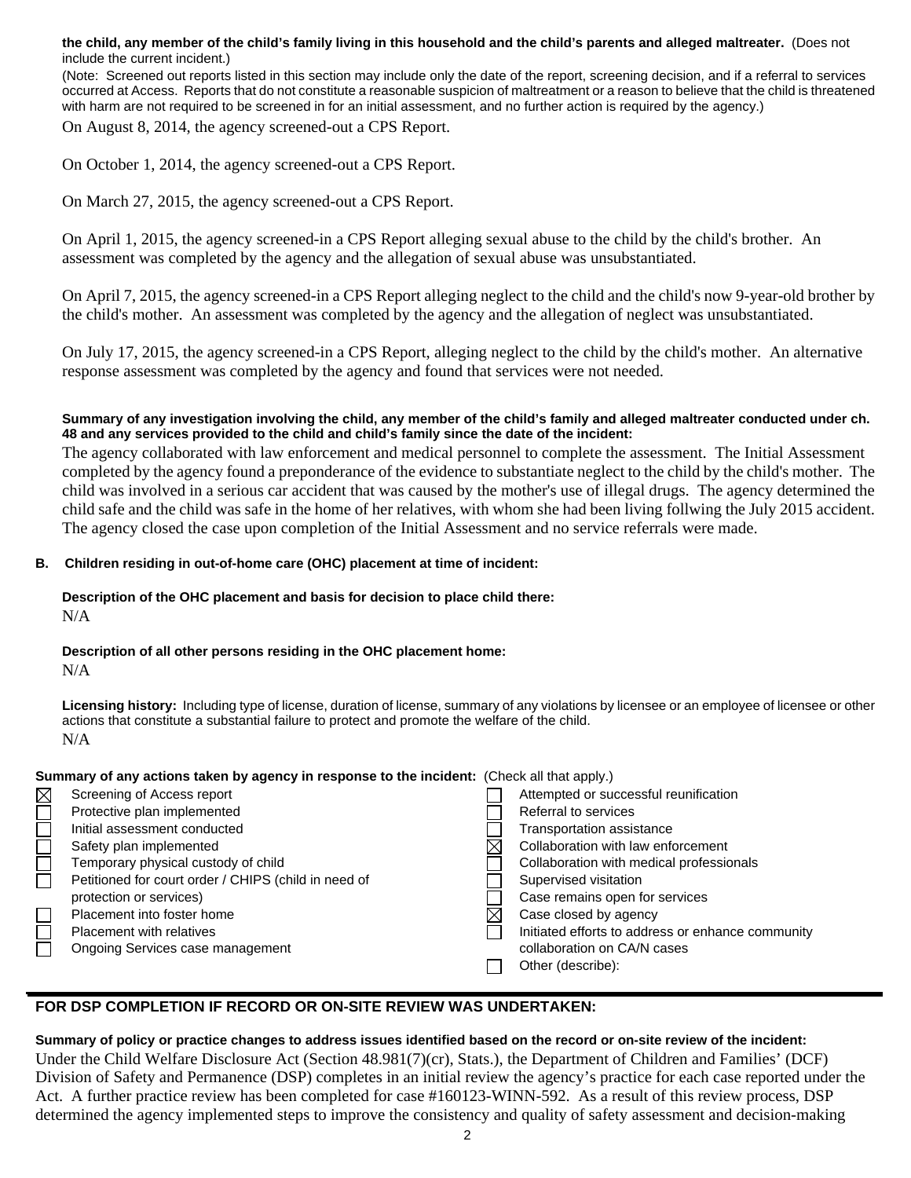**the child, any member of the child's family living in this household and the child's parents and alleged maltreater.** (Does not include the current incident.)

(Note: Screened out reports listed in this section may include only the date of the report, screening decision, and if a referral to services occurred at Access. Reports that do not constitute a reasonable suspicion of maltreatment or a reason to believe that the child is threatened with harm are not required to be screened in for an initial assessment, and no further action is required by the agency.)

On August 8, 2014, the agency screened-out a CPS Report.

On October 1, 2014, the agency screened-out a CPS Report.

On March 27, 2015, the agency screened-out a CPS Report.

On April 1, 2015, the agency screened-in a CPS Report alleging sexual abuse to the child by the child's brother. An assessment was completed by the agency and the allegation of sexual abuse was unsubstantiated.

On April 7, 2015, the agency screened-in a CPS Report alleging neglect to the child and the child's now 9-year-old brother by the child's mother. An assessment was completed by the agency and the allegation of neglect was unsubstantiated.

On July 17, 2015, the agency screened-in a CPS Report, alleging neglect to the child by the child's mother. An alternative response assessment was completed by the agency and found that services were not needed.

**Summary of any investigation involving the child, any member of the child's family and alleged maltreater conducted under ch. 48 and any services provided to the child and child's family since the date of the incident:**

The agency collaborated with law enforcement and medical personnel to complete the assessment. The Initial Assessment completed by the agency found a preponderance of the evidence to substantiate neglect to the child by the child's mother. The child was involved in a serious car accident that was caused by the mother's use of illegal drugs. The agency determined the child safe and the child was safe in the home of her relatives, with whom she had been living follwing the July 2015 accident. The agency closed the case upon completion of the Initial Assessment and no service referrals were made.

**B. Children residing in out-of-home care (OHC) placement at time of incident:**

**Description of the OHC placement and basis for decision to place child there:**

N/A

**Description of all other persons residing in the OHC placement home:**

N/A

**Licensing history:** Including type of license, duration of license, summary of any violations by licensee or an employee of licensee or other actions that constitute a substantial failure to protect and promote the welfare of the child.

N/A

**Summary of any actions taken by agency in response to the incident:** (Check all that apply.)

- [x] Screening of Access report
- [ ] Protective plan implemented
- [ ] Initial assessment conducted
- [ ] Safety plan implemented
- [ ] Temporary physical custody of child
- [ ] Petitioned for court order / CHIPS (child in need of protection or services)
- [ ] Placement into foster home
- [ ] Placement with relatives
- [ ] Ongoing Services case management
- [ ] Attempted or successful reunification
- [ ] Referral to services
- [ ] Transportation assistance
- [x] Collaboration with law enforcement
- [ ] Collaboration with medical professionals
- [ ] Supervised visitation
- [ ] Case remains open for services
- [x] Case closed by agency
- [ ] Initiated efforts to address or enhance community collaboration on CA/N cases
- [ ] Other (describe):

## FOR DSP COMPLETION IF RECORD OR ON-SITE REVIEW WAS UNDERTAKEN:

**Summary of policy or practice changes to address issues identified based on the record or on-site review of the incident:**

Under the Child Welfare Disclosure Act (Section 48.981(7)(cr), Stats.), the Department of Children and Families' (DCF) Division of Safety and Permanence (DSP) completes in an initial review the agency's practice for each case reported under the Act. A further practice review has been completed for case #160123-WINN-592. As a result of this review process, DSP determined the agency implemented steps to improve the consistency and quality of safety assessment and decision-making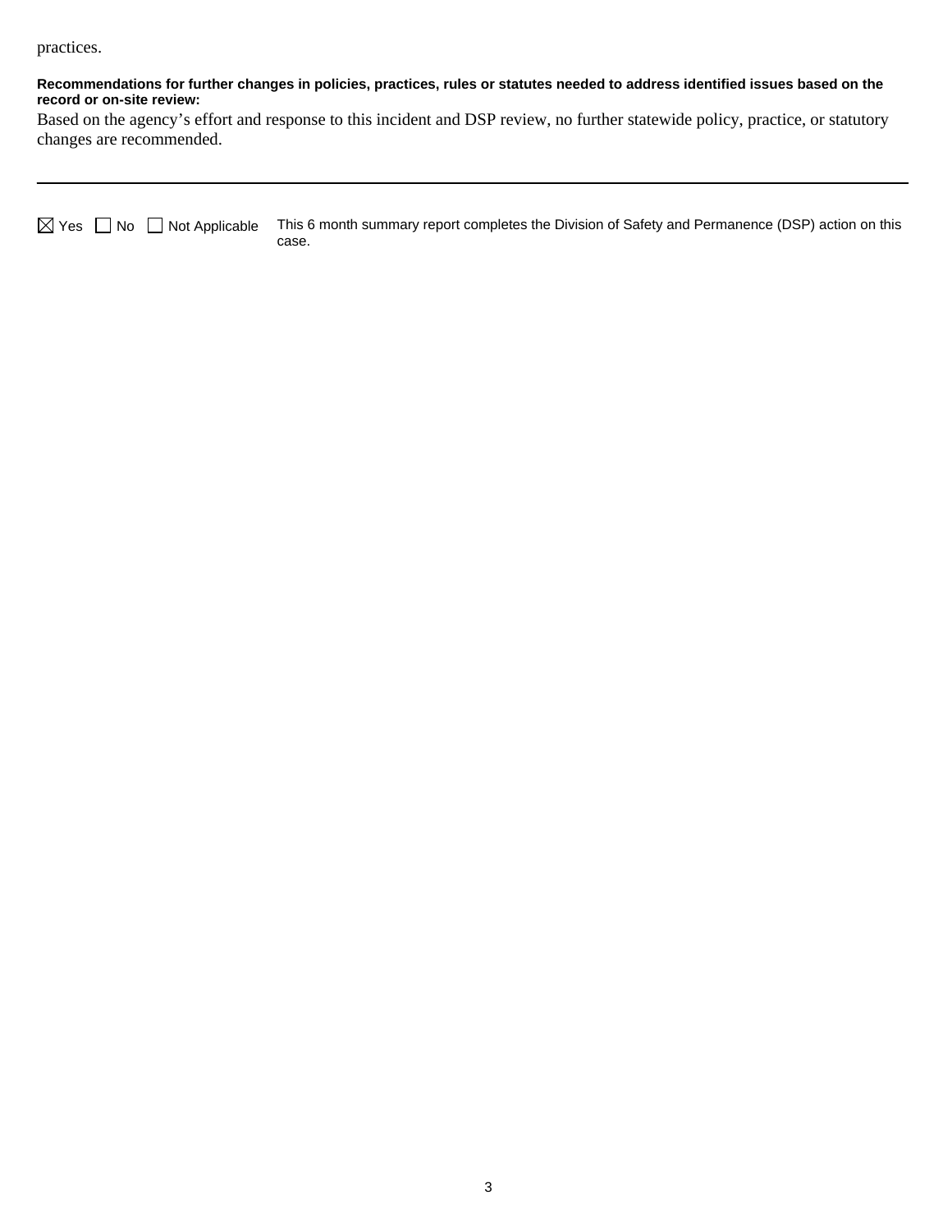practices.

**Recommendations for further changes in policies, practices, rules or statutes needed to address identified issues based on the record or on-site review:**

Based on the agency's effort and response to this incident and DSP review, no further statewide policy, practice, or statutory changes are recommended.

---

☒ Yes ☐ No ☐ Not Applicable This 6 month summary report completes the Division of Safety and Permanence (DSP) action on this case.